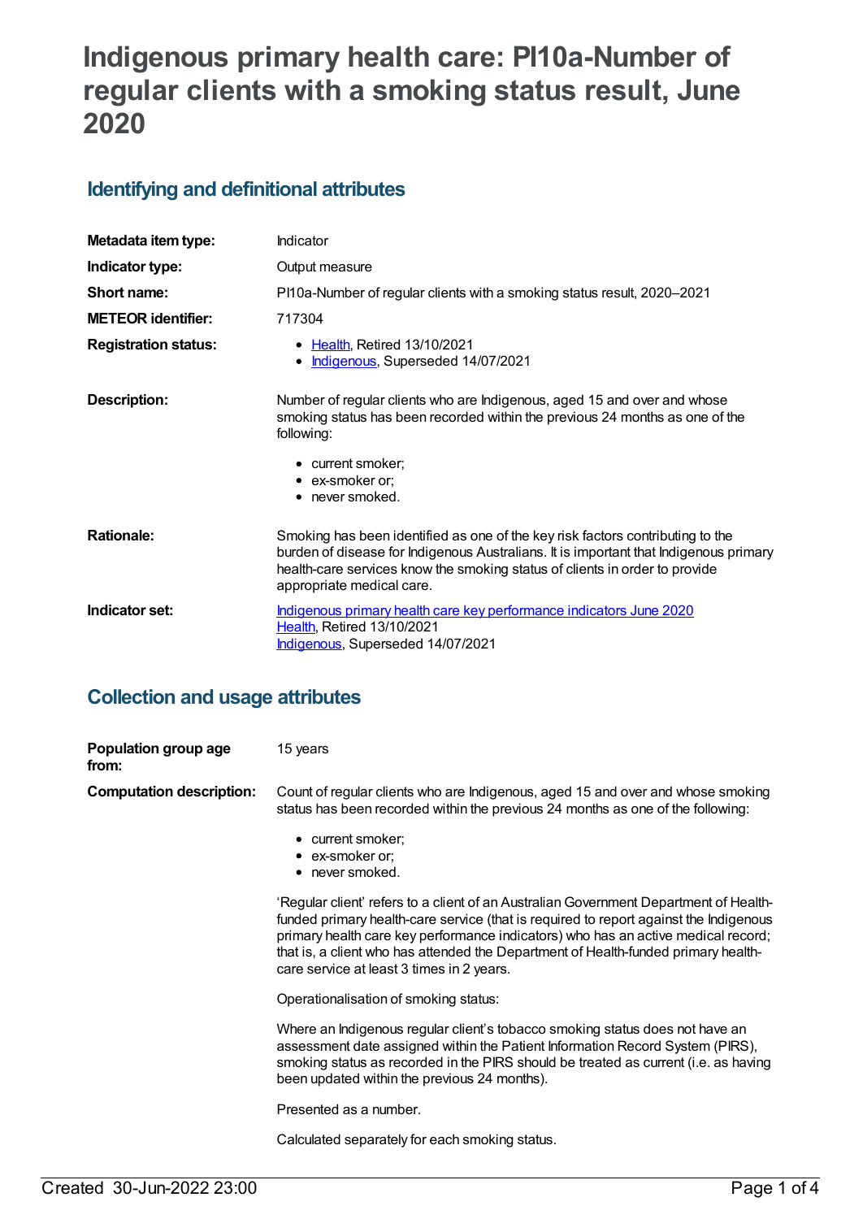# Indigenous primary health care: PI10a-Number of regular clients with a smoking status result, June 2020

## Identifying and definitional attributes

| | |
|---|---|
| **Metadata item type:** | Indicator |
| **Indicator type:** | Output measure |
| **Short name:** | PI10a-Number of regular clients with a smoking status result, 2020–2021 |
| **METEOR identifier:** | 717304 |
| **Registration status:** | • Health, Retired 13/10/2021<br>• Indigenous, Superseded 14/07/2021 |
| **Description:** | Number of regular clients who are Indigenous, aged 15 and over and whose smoking status has been recorded within the previous 24 months as one of the following:<br>• current smoker;<br>• ex-smoker or;<br>• never smoked. |
| **Rationale:** | Smoking has been identified as one of the key risk factors contributing to the burden of disease for Indigenous Australians. It is important that Indigenous primary health-care services know the smoking status of clients in order to provide appropriate medical care. |
| **Indicator set:** | Indigenous primary health care key performance indicators June 2020<br>Health, Retired 13/10/2021<br>Indigenous, Superseded 14/07/2021 |

## Collection and usage attributes

**Population group age from:** 15 years

**Computation description:** Count of regular clients who are Indigenous, aged 15 and over and whose smoking status has been recorded within the previous 24 months as one of the following:

- current smoker;
- ex-smoker or;
- never smoked.

'Regular client' refers to a client of an Australian Government Department of Health-funded primary health-care service (that is required to report against the Indigenous primary health care key performance indicators) who has an active medical record; that is, a client who has attended the Department of Health-funded primary health-care service at least 3 times in 2 years.

Operationalisation of smoking status:

Where an Indigenous regular client's tobacco smoking status does not have an assessment date assigned within the Patient Information Record System (PIRS), smoking status as recorded in the PIRS should be treated as current (i.e. as having been updated within the previous 24 months).

Presented as a number.

Calculated separately for each smoking status.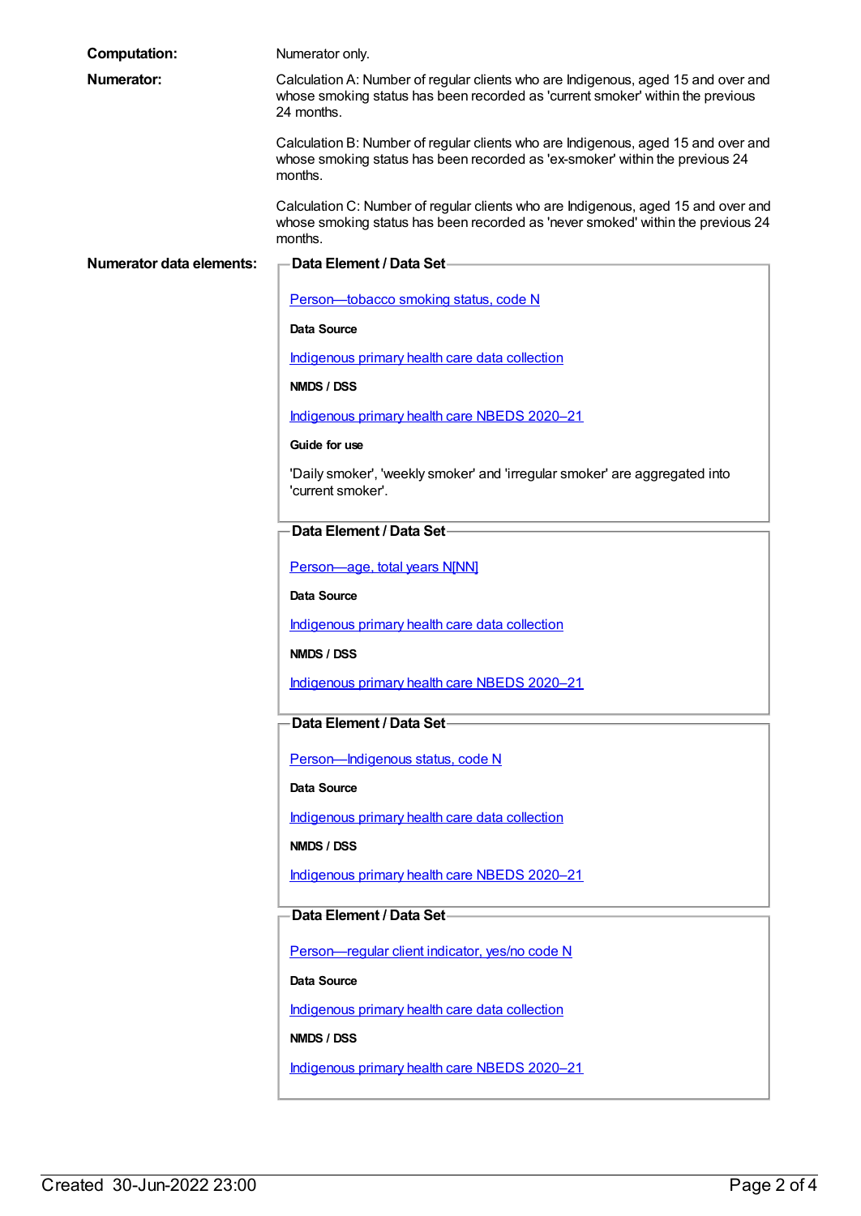**Computation:** Numerator only.

**Numerator:**

Calculation A: Number of regular clients who are Indigenous, aged 15 and over and whose smoking status has been recorded as 'current smoker' within the previous 24 months.

Calculation B: Number of regular clients who are Indigenous, aged 15 and over and whose smoking status has been recorded as 'ex-smoker' within the previous 24 months.

Calculation C: Number of regular clients who are Indigenous, aged 15 and over and whose smoking status has been recorded as 'never smoked' within the previous 24 months.

**Numerator data elements:**

**Data Element / Data Set**

Person—tobacco smoking status, code N

**Data Source**

Indigenous primary health care data collection

**NMDS / DSS**

Indigenous primary health care NBEDS 2020–21

**Guide for use**

'Daily smoker', 'weekly smoker' and 'irregular smoker' are aggregated into 'current smoker'.

**Data Element / Data Set**

Person—age, total years N[NN]

**Data Source**

Indigenous primary health care data collection

**NMDS / DSS**

Indigenous primary health care NBEDS 2020–21

**Data Element / Data Set**

Person—Indigenous status, code N

**Data Source**

Indigenous primary health care data collection

**NMDS / DSS**

Indigenous primary health care NBEDS 2020–21

**Data Element / Data Set**

Person—regular client indicator, yes/no code N

**Data Source**

Indigenous primary health care data collection

**NMDS / DSS**

Indigenous primary health care NBEDS 2020–21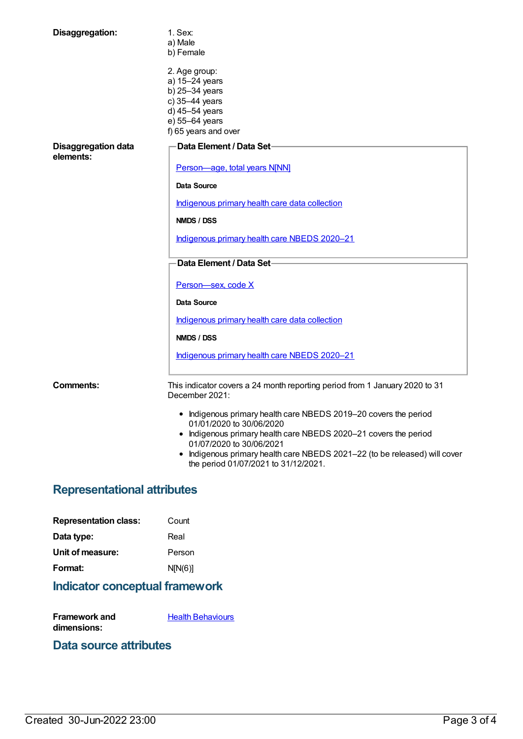**Disaggregation:**

1. Sex:
a) Male
b) Female

2. Age group:
a) 15–24 years
b) 25–34 years
c) 35–44 years
d) 45–54 years
e) 55–64 years
f) 65 years and over

**Disaggregation data elements:**

**Data Element / Data Set**

Person—age, total years N[NN]

**Data Source**

Indigenous primary health care data collection

**NMDS / DSS**

Indigenous primary health care NBEDS 2020–21

**Data Element / Data Set**

Person—sex, code X

**Data Source**

Indigenous primary health care data collection

**NMDS / DSS**

Indigenous primary health care NBEDS 2020–21

**Comments:**

This indicator covers a 24 month reporting period from 1 January 2020 to 31 December 2021:

- Indigenous primary health care NBEDS 2019–20 covers the period 01/01/2020 to 30/06/2020
- Indigenous primary health care NBEDS 2020–21 covers the period 01/07/2020 to 30/06/2021
- Indigenous primary health care NBEDS 2021–22 (to be released) will cover the period 01/07/2021 to 31/12/2021.

## Representational attributes

**Representation class:** Count

**Data type:** Real

**Unit of measure:** Person

**Format:** N[N(6)]

## Indicator conceptual framework

**Framework and dimensions:** Health Behaviours

## Data source attributes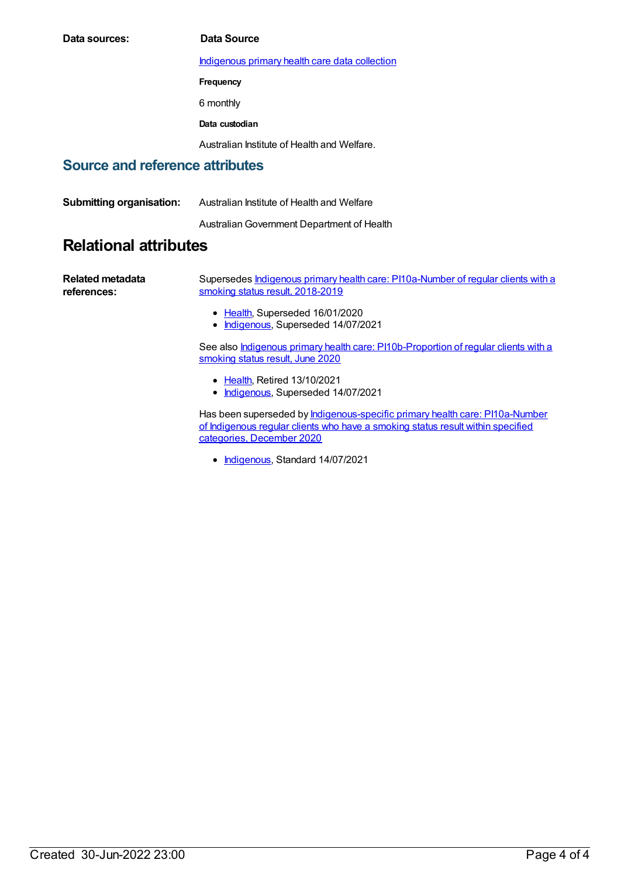**Data sources:**

**Data Source**

Indigenous primary health care data collection

**Frequency**

6 monthly

**Data custodian**

Australian Institute of Health and Welfare.

## Source and reference attributes

**Submitting organisation:** Australian Institute of Health and Welfare

Australian Government Department of Health

# Relational attributes

**Related metadata references:**

Supersedes Indigenous primary health care: PI10a-Number of regular clients with a smoking status result, 2018-2019

- Health, Superseded 16/01/2020
- Indigenous, Superseded 14/07/2021

See also Indigenous primary health care: PI10b-Proportion of regular clients with a smoking status result, June 2020

- Health, Retired 13/10/2021
- Indigenous, Superseded 14/07/2021

Has been superseded by Indigenous-specific primary health care: PI10a-Number of Indigenous regular clients who have a smoking status result within specified categories, December 2020

- Indigenous, Standard 14/07/2021